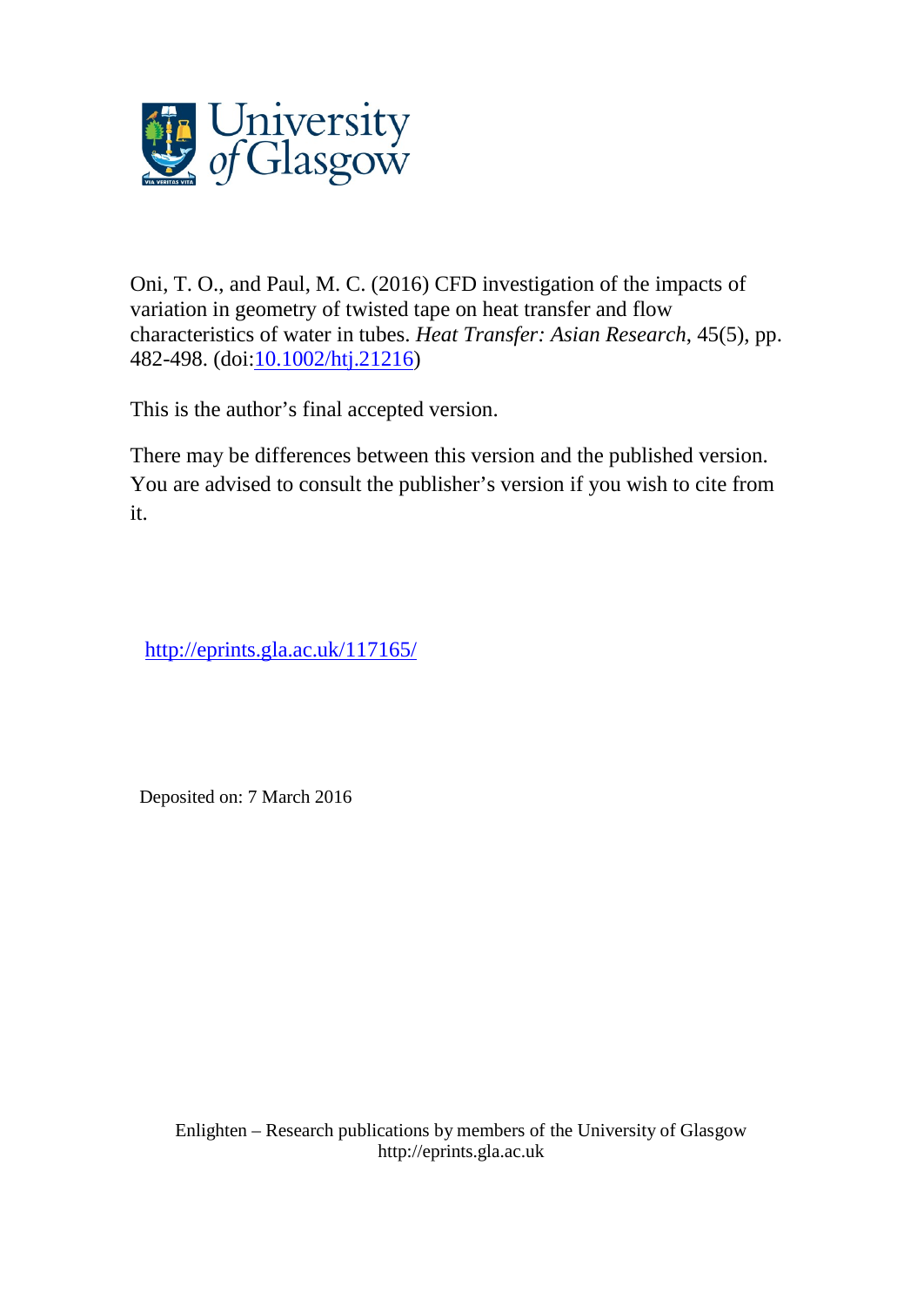Oni, T. O., and Paul, M. C. (2016) CFD investigation of the impacts of variation in geometry of twisted tape on heat transfer and flow characteristics of water in tubes. *Heat Transfer: Asian Research*, 45(5), pp. 482-498. (doi:[10.1002/htj.21216](http://dx.doi.org/10.1002/htj.21216))

This is the author's final accepted version.

There may be differences between this version and the published version. You are advised to consult the publisher's version if you wish to cite from it.

[http://eprints.gla.ac.uk/117165/](http://eprints.gla.ac.uk/117165/)

Deposited on: 7 March 2016

Enlighten – Research publications by members of the University of Glasgow
http://eprints.gla.ac.uk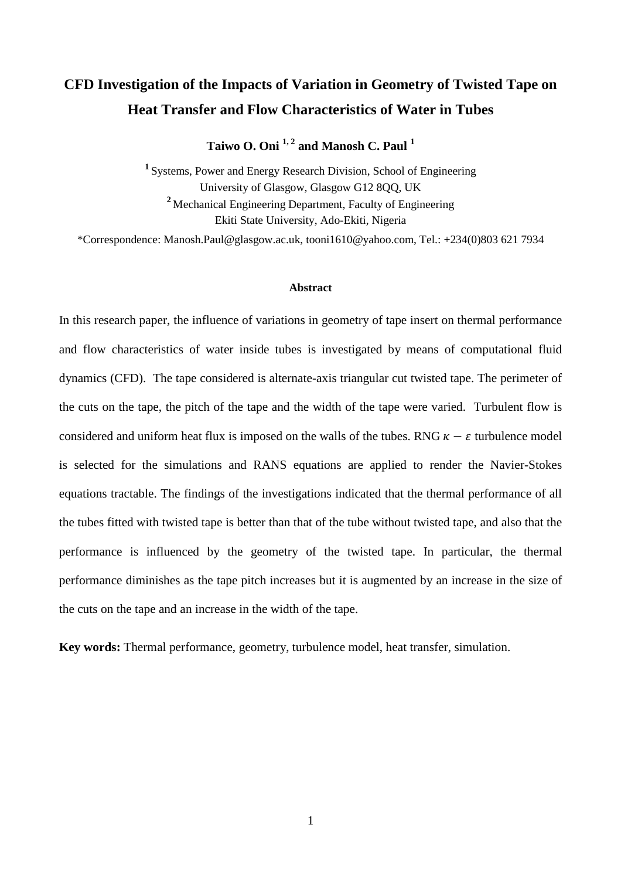# CFD Investigation of the Impacts of Variation in Geometry of Twisted Tape on Heat Transfer and Flow Characteristics of Water in Tubes

**Taiwo O. Oni [1, 2] and Manosh C. Paul [1]**

[1] Systems, Power and Energy Research Division, School of Engineering
University of Glasgow, Glasgow G12 8QQ, UK

[2] Mechanical Engineering Department, Faculty of Engineering
Ekiti State University, Ado-Ekiti, Nigeria

*Correspondence: Manosh.Paul@glasgow.ac.uk, tooni1610@yahoo.com, Tel.: +234(0)803 621 7934

**Abstract**

In this research paper, the influence of variations in geometry of tape insert on thermal performance and flow characteristics of water inside tubes is investigated by means of computational fluid dynamics (CFD). The tape considered is alternate-axis triangular cut twisted tape. The perimeter of the cuts on the tape, the pitch of the tape and the width of the tape were varied. Turbulent flow is considered and uniform heat flux is imposed on the walls of the tubes. RNG $\kappa - \varepsilon$ turbulence model is selected for the simulations and RANS equations are applied to render the Navier-Stokes equations tractable. The findings of the investigations indicated that the thermal performance of all the tubes fitted with twisted tape is better than that of the tube without twisted tape, and also that the performance is influenced by the geometry of the twisted tape. In particular, the thermal performance diminishes as the tape pitch increases but it is augmented by an increase in the size of the cuts on the tape and an increase in the width of the tape.

**Key words:** Thermal performance, geometry, turbulence model, heat transfer, simulation.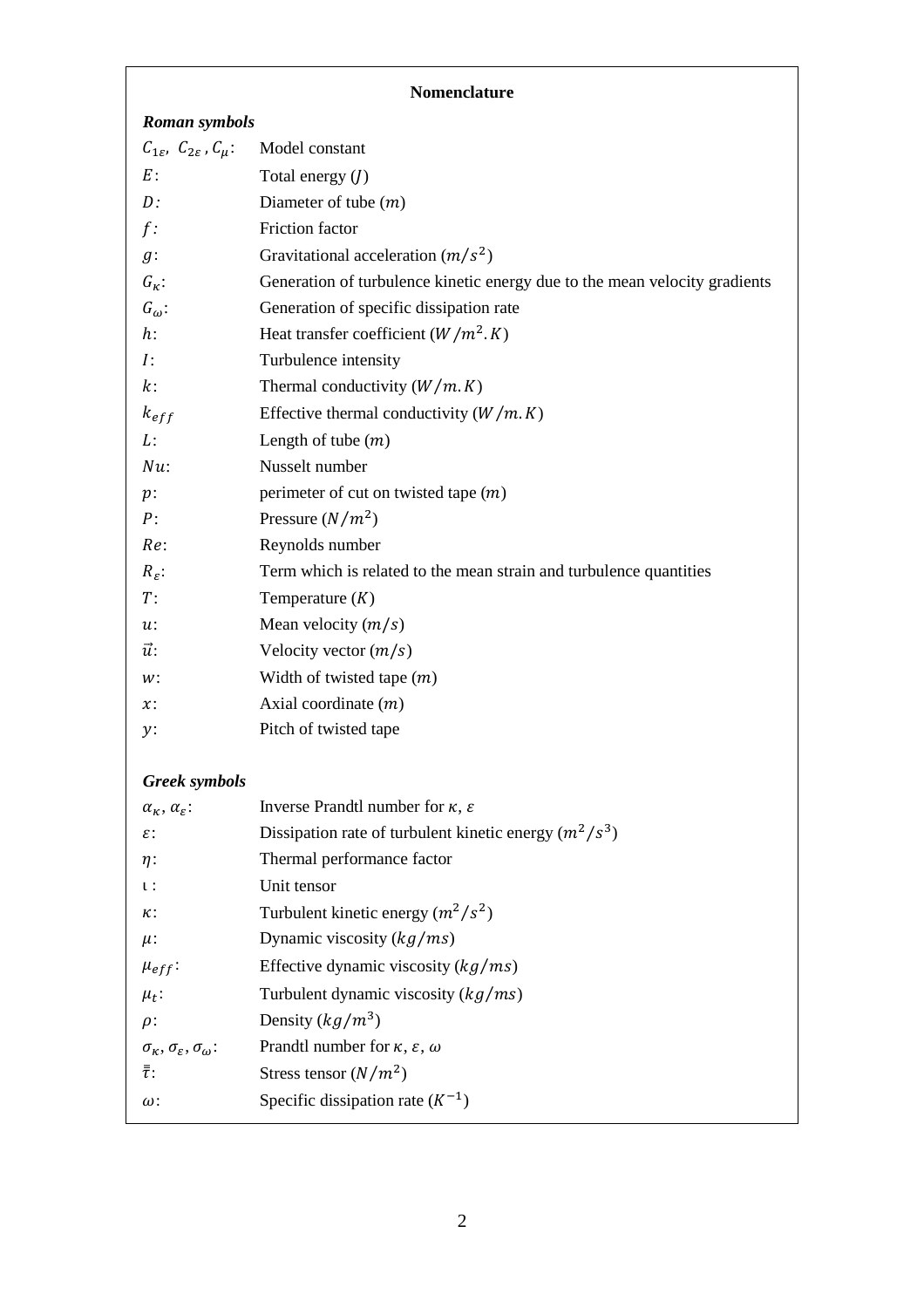## Nomenclature

### *Roman symbols*

| | |
|---|---|
| $C_{1\varepsilon}$, $C_{2\varepsilon}$, $C_{\mu}$: | Model constant |
| $E$: | Total energy ($J$) |
| $D$: | Diameter of tube ($m$) |
| $f$: | Friction factor |
| $g$: | Gravitational acceleration ($m/s^2$) |
| $G_{\kappa}$: | Generation of turbulence kinetic energy due to the mean velocity gradients |
| $G_{\omega}$: | Generation of specific dissipation rate |
| $h$: | Heat transfer coefficient ($W/m^2.K$) |
| $I$: | Turbulence intensity |
| $k$: | Thermal conductivity ($W/m.K$) |
| $k_{eff}$ | Effective thermal conductivity ($W/m.K$) |
| $L$: | Length of tube ($m$) |
| $Nu$: | Nusselt number |
| $p$: | perimeter of cut on twisted tape ($m$) |
| $P$: | Pressure ($N/m^2$) |
| $Re$: | Reynolds number |
| $R_{\varepsilon}$: | Term which is related to the mean strain and turbulence quantities |
| $T$: | Temperature ($K$) |
| $u$: | Mean velocity ($m/s$) |
| $\vec{u}$: | Velocity vector ($m/s$) |
| $w$: | Width of twisted tape ($m$) |
| $x$: | Axial coordinate ($m$) |
| $y$: | Pitch of twisted tape |

### *Greek symbols*

| | |
|---|---|
| $\alpha_{\kappa}$, $\alpha_{\varepsilon}$: | Inverse Prandtl number for $\kappa$, $\varepsilon$ |
| $\varepsilon$: | Dissipation rate of turbulent kinetic energy ($m^2/s^3$) |
| $\eta$: | Thermal performance factor |
| $\iota$ : | Unit tensor |
| $\kappa$: | Turbulent kinetic energy ($m^2/s^2$) |
| $\mu$: | Dynamic viscosity ($kg/ms$) |
| $\mu_{eff}$: | Effective dynamic viscosity ($kg/ms$) |
| $\mu_t$: | Turbulent dynamic viscosity ($kg/ms$) |
| $\rho$: | Density ($kg/m^3$) |
| $\sigma_{\kappa}$, $\sigma_{\varepsilon}$, $\sigma_{\omega}$: | Prandtl number for $\kappa$, $\varepsilon$, $\omega$ |
| $\bar{\bar{\tau}}$: | Stress tensor ($N/m^2$) |
| $\omega$: | Specific dissipation rate ($K^{-1}$) |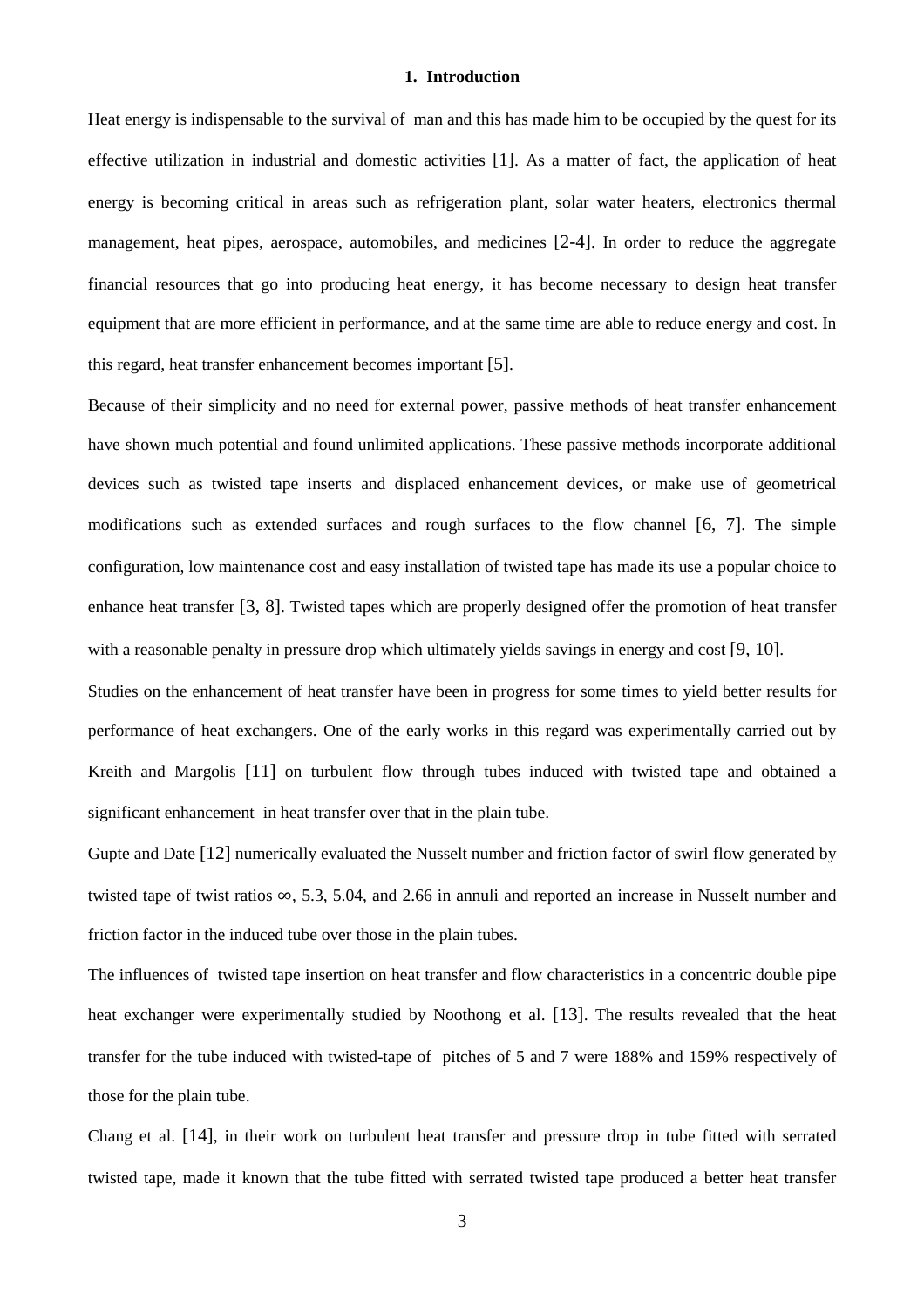## 1. Introduction

Heat energy is indispensable to the survival of man and this has made him to be occupied by the quest for its effective utilization in industrial and domestic activities [1]. As a matter of fact, the application of heat energy is becoming critical in areas such as refrigeration plant, solar water heaters, electronics thermal management, heat pipes, aerospace, automobiles, and medicines [2-4]. In order to reduce the aggregate financial resources that go into producing heat energy, it has become necessary to design heat transfer equipment that are more efficient in performance, and at the same time are able to reduce energy and cost. In this regard, heat transfer enhancement becomes important [5].

Because of their simplicity and no need for external power, passive methods of heat transfer enhancement have shown much potential and found unlimited applications. These passive methods incorporate additional devices such as twisted tape inserts and displaced enhancement devices, or make use of geometrical modifications such as extended surfaces and rough surfaces to the flow channel [6, 7]. The simple configuration, low maintenance cost and easy installation of twisted tape has made its use a popular choice to enhance heat transfer [3, 8]. Twisted tapes which are properly designed offer the promotion of heat transfer with a reasonable penalty in pressure drop which ultimately yields savings in energy and cost [9, 10].

Studies on the enhancement of heat transfer have been in progress for some times to yield better results for performance of heat exchangers. One of the early works in this regard was experimentally carried out by Kreith and Margolis [11] on turbulent flow through tubes induced with twisted tape and obtained a significant enhancement in heat transfer over that in the plain tube.

Gupte and Date [12] numerically evaluated the Nusselt number and friction factor of swirl flow generated by twisted tape of twist ratios $\infty$, 5.3, 5.04, and 2.66 in annuli and reported an increase in Nusselt number and friction factor in the induced tube over those in the plain tubes.

The influences of twisted tape insertion on heat transfer and flow characteristics in a concentric double pipe heat exchanger were experimentally studied by Noothong et al. [13]. The results revealed that the heat transfer for the tube induced with twisted-tape of pitches of 5 and 7 were 188% and 159% respectively of those for the plain tube.

Chang et al. [14], in their work on turbulent heat transfer and pressure drop in tube fitted with serrated twisted tape, made it known that the tube fitted with serrated twisted tape produced a better heat transfer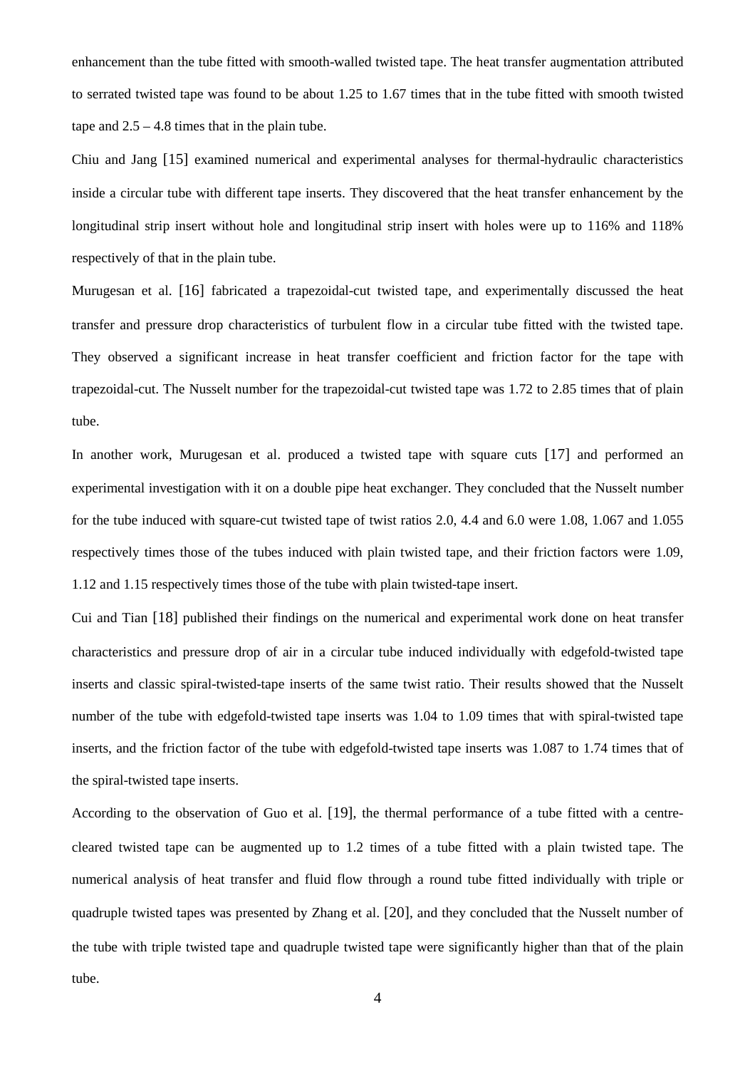enhancement than the tube fitted with smooth-walled twisted tape. The heat transfer augmentation attributed to serrated twisted tape was found to be about 1.25 to 1.67 times that in the tube fitted with smooth twisted tape and 2.5 – 4.8 times that in the plain tube.

Chiu and Jang [15] examined numerical and experimental analyses for thermal-hydraulic characteristics inside a circular tube with different tape inserts. They discovered that the heat transfer enhancement by the longitudinal strip insert without hole and longitudinal strip insert with holes were up to 116% and 118% respectively of that in the plain tube.

Murugesan et al. [16] fabricated a trapezoidal-cut twisted tape, and experimentally discussed the heat transfer and pressure drop characteristics of turbulent flow in a circular tube fitted with the twisted tape. They observed a significant increase in heat transfer coefficient and friction factor for the tape with trapezoidal-cut. The Nusselt number for the trapezoidal-cut twisted tape was 1.72 to 2.85 times that of plain tube.

In another work, Murugesan et al. produced a twisted tape with square cuts [17] and performed an experimental investigation with it on a double pipe heat exchanger. They concluded that the Nusselt number for the tube induced with square-cut twisted tape of twist ratios 2.0, 4.4 and 6.0 were 1.08, 1.067 and 1.055 respectively times those of the tubes induced with plain twisted tape, and their friction factors were 1.09, 1.12 and 1.15 respectively times those of the tube with plain twisted-tape insert.

Cui and Tian [18] published their findings on the numerical and experimental work done on heat transfer characteristics and pressure drop of air in a circular tube induced individually with edgefold-twisted tape inserts and classic spiral-twisted-tape inserts of the same twist ratio. Their results showed that the Nusselt number of the tube with edgefold-twisted tape inserts was 1.04 to 1.09 times that with spiral-twisted tape inserts, and the friction factor of the tube with edgefold-twisted tape inserts was 1.087 to 1.74 times that of the spiral-twisted tape inserts.

According to the observation of Guo et al. [19], the thermal performance of a tube fitted with a centre-cleared twisted tape can be augmented up to 1.2 times of a tube fitted with a plain twisted tape. The numerical analysis of heat transfer and fluid flow through a round tube fitted individually with triple or quadruple twisted tapes was presented by Zhang et al. [20], and they concluded that the Nusselt number of the tube with triple twisted tape and quadruple twisted tape were significantly higher than that of the plain tube.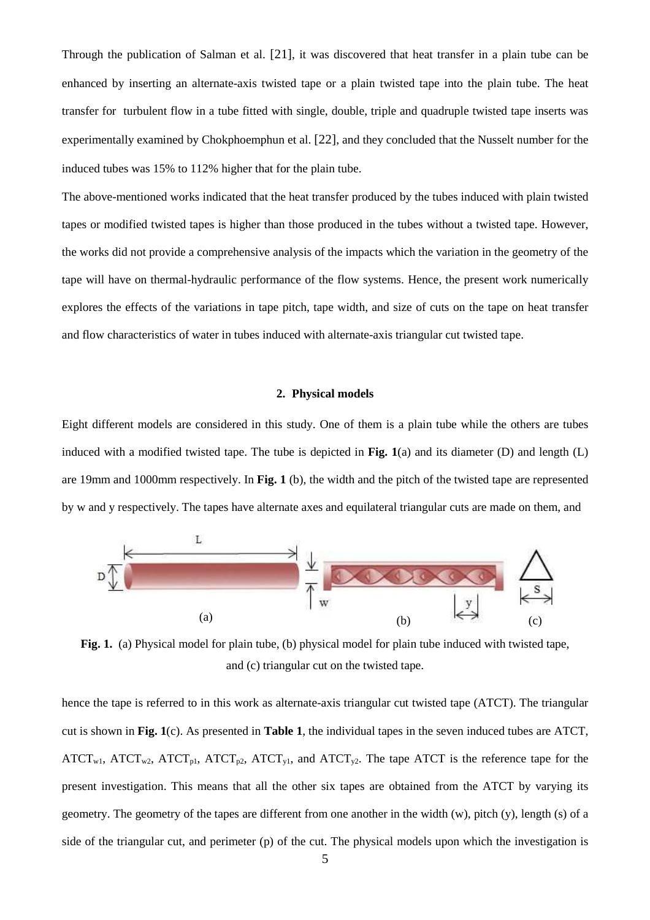Through the publication of Salman et al. [21], it was discovered that heat transfer in a plain tube can be enhanced by inserting an alternate-axis twisted tape or a plain twisted tape into the plain tube. The heat transfer for turbulent flow in a tube fitted with single, double, triple and quadruple twisted tape inserts was experimentally examined by Chokphoemphun et al. [22], and they concluded that the Nusselt number for the induced tubes was 15% to 112% higher that for the plain tube.

The above-mentioned works indicated that the heat transfer produced by the tubes induced with plain twisted tapes or modified twisted tapes is higher than those produced in the tubes without a twisted tape. However, the works did not provide a comprehensive analysis of the impacts which the variation in the geometry of the tape will have on thermal-hydraulic performance of the flow systems. Hence, the present work numerically explores the effects of the variations in tape pitch, tape width, and size of cuts on the tape on heat transfer and flow characteristics of water in tubes induced with alternate-axis triangular cut twisted tape.

## 2. Physical models

Eight different models are considered in this study. One of them is a plain tube while the others are tubes induced with a modified twisted tape. The tube is depicted in **Fig. 1**(a) and its diameter (D) and length (L) are 19mm and 1000mm respectively. In **Fig. 1** (b), the width and the pitch of the twisted tape are represented by w and y respectively. The tapes have alternate axes and equilateral triangular cuts are made on them, and

**Fig. 1.** (a) Physical model for plain tube, (b) physical model for plain tube induced with twisted tape, and (c) triangular cut on the twisted tape.

hence the tape is referred to in this work as alternate-axis triangular cut twisted tape (ATCT). The triangular cut is shown in **Fig. 1**(c). As presented in **Table 1**, the individual tapes in the seven induced tubes are ATCT, $ATCT_{w1}$, $ATCT_{w2}$, $ATCT_{p1}$, $ATCT_{p2}$, $ATCT_{y1}$, and $ATCT_{y2}$. The tape ATCT is the reference tape for the present investigation. This means that all the other six tapes are obtained from the ATCT by varying its geometry. The geometry of the tapes are different from one another in the width (w), pitch (y), length (s) of a side of the triangular cut, and perimeter (p) of the cut. The physical models upon which the investigation is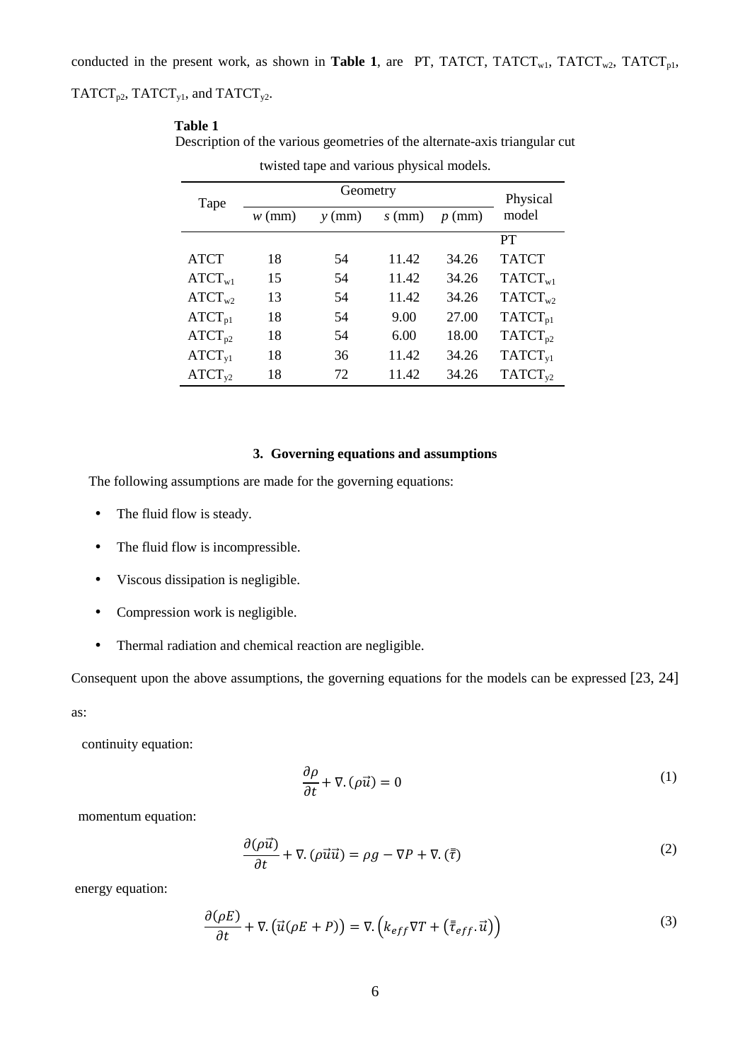conducted in the present work, as shown in **Table 1**, are PT, TATCT, $TATCT_{w1}$, $TATCT_{w2}$, $TATCT_{p1}$, $TATCT_{p2}$, $TATCT_{y1}$, and $TATCT_{y2}$.

**Table 1**
Description of the various geometries of the alternate-axis triangular cut twisted tape and various physical models.

| Tape | Geometry | | | | Physical model |
|---|---|---|---|---|---|
| | $w$ (mm) | $y$ (mm) | $s$ (mm) | $p$ (mm) | |
| | | | | | PT |
| ATCT | 18 | 54 | 11.42 | 34.26 | TATCT |
| $ATCT_{w1}$ | 15 | 54 | 11.42 | 34.26 | $TATCT_{w1}$ |
| $ATCT_{w2}$ | 13 | 54 | 11.42 | 34.26 | $TATCT_{w2}$ |
| $ATCT_{p1}$ | 18 | 54 | 9.00 | 27.00 | $TATCT_{p1}$ |
| $ATCT_{p2}$ | 18 | 54 | 6.00 | 18.00 | $TATCT_{p2}$ |
| $ATCT_{y1}$ | 18 | 36 | 11.42 | 34.26 | $TATCT_{y1}$ |
| $ATCT_{y2}$ | 18 | 72 | 11.42 | 34.26 | $TATCT_{y2}$ |

## 3. Governing equations and assumptions

The following assumptions are made for the governing equations:

- The fluid flow is steady.
- The fluid flow is incompressible.
- Viscous dissipation is negligible.
- Compression work is negligible.
- Thermal radiation and chemical reaction are negligible.

Consequent upon the above assumptions, the governing equations for the models can be expressed [23, 24] as:

continuity equation:

$$\frac{\partial \rho}{\partial t} + \nabla . (\rho \vec{u}) = 0 \tag{1}$$

momentum equation:

$$\frac{\partial (\rho \vec{u})}{\partial t} + \nabla . (\rho \vec{u} \vec{u}) = \rho g - \nabla P + \nabla . (\bar{\bar{\tau}}) \tag{2}$$

energy equation:

$$\frac{\partial (\rho E)}{\partial t} + \nabla . \left( \vec{u} (\rho E + P) \right) = \nabla . \left( k_{eff} \nabla T + \left( \bar{\bar{\tau}}_{eff} . \vec{u} \right) \right) \tag{3}$$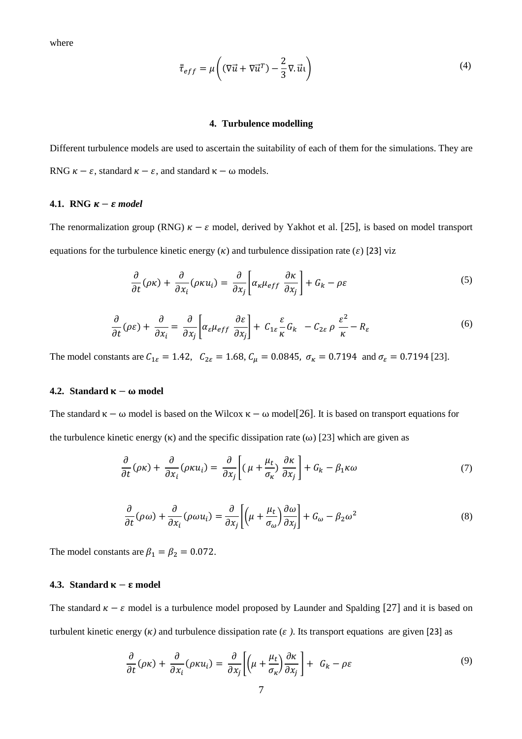where

$$\bar{\bar{\tau}}_{eff} = \mu\left((\nabla\vec{u} + \nabla\vec{u}^T) - \frac{2}{3}\nabla.\vec{u}\iota\right) \tag{4}$$

## 4. Turbulence modelling

Different turbulence models are used to ascertain the suitability of each of them for the simulations. They are RNG $\kappa - \varepsilon$, standard $\kappa - \varepsilon$, and standard $\kappa - \omega$ models.

### 4.1. RNG $\kappa - \varepsilon$ *model*

The renormalization group (RNG) $\kappa - \varepsilon$ model, derived by Yakhot et al. [25], is based on model transport equations for the turbulence kinetic energy ($\kappa$) and turbulence dissipation rate ($\varepsilon$) [23] viz

$$\frac{\partial}{\partial t}(\rho\kappa) + \frac{\partial}{\partial x_i}(\rho\kappa u_i) = \frac{\partial}{\partial x_j}\left[\alpha_\kappa \mu_{eff}\frac{\partial\kappa}{\partial x_j}\right] + G_k - \rho\varepsilon \tag{5}$$

$$\frac{\partial}{\partial t}(\rho\varepsilon) + \frac{\partial}{\partial x_i} = \frac{\partial}{\partial x_j}\left[\alpha_\varepsilon \mu_{eff}\frac{\partial\varepsilon}{\partial x_j}\right] + C_{1\varepsilon}\frac{\varepsilon}{\kappa}G_k - C_{2\varepsilon}\,\rho\,\frac{\varepsilon^2}{\kappa} - R_\varepsilon \tag{6}$$

The model constants are $C_{1\varepsilon} = 1.42$, $C_{2\varepsilon} = 1.68$, $C_\mu = 0.0845$, $\sigma_\kappa = 0.7194$ and $\sigma_\varepsilon = 0.7194$ [23].

### 4.2. Standard $\kappa - \omega$ model

The standard $\kappa - \omega$ model is based on the Wilcox $\kappa - \omega$ model[26]. It is based on transport equations for the turbulence kinetic energy ($\kappa$) and the specific dissipation rate ($\omega$) [23] which are given as

$$\frac{\partial}{\partial t}(\rho\kappa) + \frac{\partial}{\partial x_i}(\rho\kappa u_i) = \frac{\partial}{\partial x_j}\left[(\mu + \frac{\mu_t}{\sigma_\kappa})\frac{\partial\kappa}{\partial x_j}\right] + G_k - \beta_1\kappa\omega \tag{7}$$

$$\frac{\partial}{\partial t}(\rho\omega) + \frac{\partial}{\partial x_i}(\rho\omega u_i) = \frac{\partial}{\partial x_j}\left[\left(\mu + \frac{\mu_t}{\sigma_\omega}\right)\frac{\partial\omega}{\partial x_j}\right] + G_\omega - \beta_2\omega^2 \tag{8}$$

The model constants are $\beta_1 = \beta_2 = 0.072$.

### 4.3. Standard $\kappa - \varepsilon$ model

The standard $\kappa - \varepsilon$ model is a turbulence model proposed by Launder and Spalding [27] and it is based on turbulent kinetic energy ($\kappa$) and turbulence dissipation rate ($\varepsilon$ ). Its transport equations are given [23] as

$$\frac{\partial}{\partial t}(\rho\kappa) + \frac{\partial}{\partial x_i}(\rho\kappa u_i) = \frac{\partial}{\partial x_j}\left[\left(\mu + \frac{\mu_t}{\sigma_\kappa}\right)\frac{\partial\kappa}{\partial x_j}\right] + G_k - \rho\varepsilon \tag{9}$$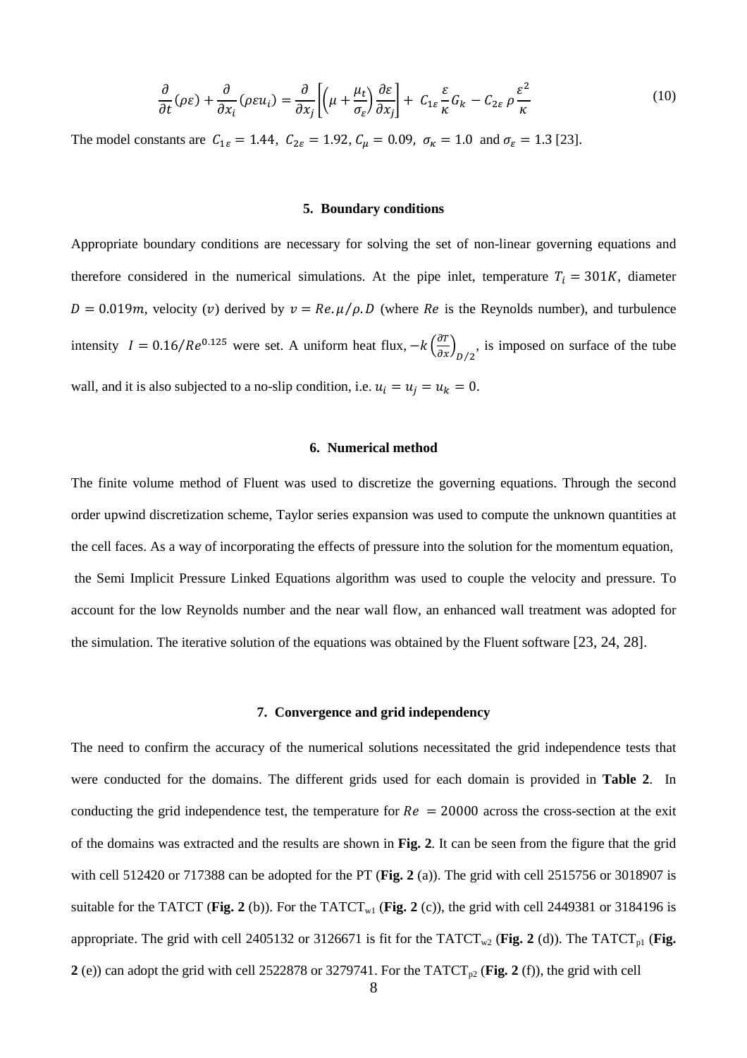$$\frac{\partial}{\partial t}(\rho\varepsilon) + \frac{\partial}{\partial x_i}(\rho\varepsilon u_i) = \frac{\partial}{\partial x_j}\left[\left(\mu + \frac{\mu_t}{\sigma_\varepsilon}\right)\frac{\partial \varepsilon}{\partial x_j}\right] + C_{1\varepsilon}\frac{\varepsilon}{\kappa}G_k - C_{2\varepsilon}\,\rho\frac{\varepsilon^2}{\kappa} \tag{10}$$

The model constants are $C_{1\varepsilon} = 1.44$, $C_{2\varepsilon} = 1.92$, $C_\mu = 0.09$, $\sigma_\kappa = 1.0$ and $\sigma_\varepsilon = 1.3$ [23].

## 5. Boundary conditions

Appropriate boundary conditions are necessary for solving the set of non-linear governing equations and therefore considered in the numerical simulations. At the pipe inlet, temperature $T_i = 301K$, diameter $D = 0.019m$, velocity ($v$) derived by $v = Re.\mu/\rho.D$ (where $Re$ is the Reynolds number), and turbulence intensity $I = 0.16/Re^{0.125}$ were set. A uniform heat flux, $-k\left(\frac{\partial T}{\partial x}\right)_{D/2}$, is imposed on surface of the tube wall, and it is also subjected to a no-slip condition, i.e. $u_i = u_j = u_k = 0$.

## 6. Numerical method

The finite volume method of Fluent was used to discretize the governing equations. Through the second order upwind discretization scheme, Taylor series expansion was used to compute the unknown quantities at the cell faces. As a way of incorporating the effects of pressure into the solution for the momentum equation, the Semi Implicit Pressure Linked Equations algorithm was used to couple the velocity and pressure. To account for the low Reynolds number and the near wall flow, an enhanced wall treatment was adopted for the simulation. The iterative solution of the equations was obtained by the Fluent software [23, 24, 28].

## 7. Convergence and grid independency

The need to confirm the accuracy of the numerical solutions necessitated the grid independence tests that were conducted for the domains. The different grids used for each domain is provided in **Table 2**. In conducting the grid independence test, the temperature for $Re = 20000$ across the cross-section at the exit of the domains was extracted and the results are shown in **Fig. 2**. It can be seen from the figure that the grid with cell 512420 or 717388 can be adopted for the PT (**Fig. 2** (a)). The grid with cell 2515756 or 3018907 is suitable for the TATCT (**Fig. 2** (b)). For the $\text{TATCT}_{\text{w1}}$ (**Fig. 2** (c)), the grid with cell 2449381 or 3184196 is appropriate. The grid with cell 2405132 or 3126671 is fit for the $\text{TATCT}_{\text{w2}}$ (**Fig. 2** (d)). The $\text{TATCT}_{\text{p1}}$ (**Fig. 2** (e)) can adopt the grid with cell 2522878 or 3279741. For the $\text{TATCT}_{\text{p2}}$ (**Fig. 2** (f)), the grid with cell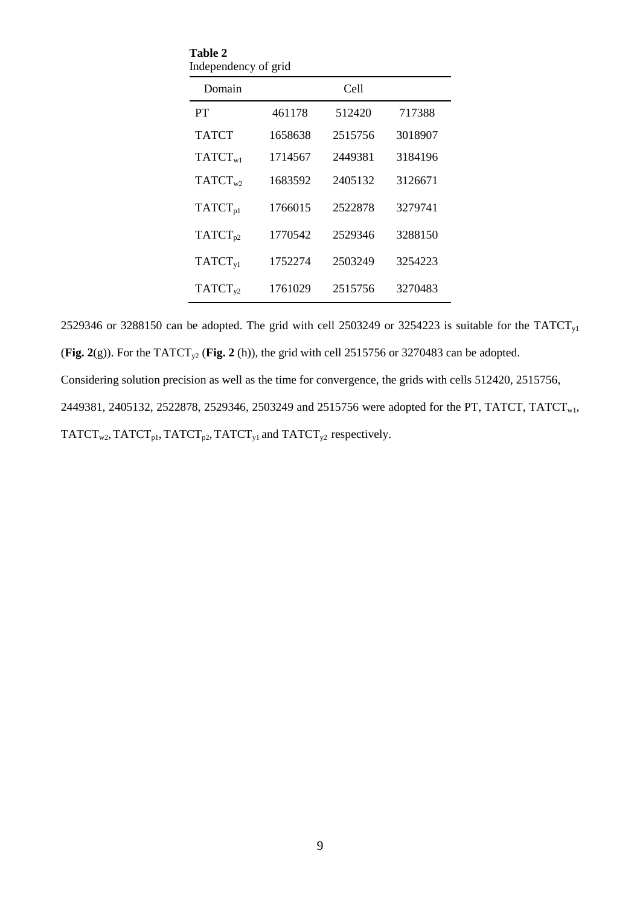**Table 2**
Independency of grid

| Domain | Cell | | |
|---|---|---|---|
| PT | 461178 | 512420 | 717388 |
| TATCT | 1658638 | 2515756 | 3018907 |
| $TATCT_{w1}$ | 1714567 | 2449381 | 3184196 |
| $TATCT_{w2}$ | 1683592 | 2405132 | 3126671 |
| $TATCT_{p1}$ | 1766015 | 2522878 | 3279741 |
| $TATCT_{p2}$ | 1770542 | 2529346 | 3288150 |
| $TATCT_{y1}$ | 1752274 | 2503249 | 3254223 |
| $TATCT_{y2}$ | 1761029 | 2515756 | 3270483 |

2529346 or 3288150 can be adopted. The grid with cell 2503249 or 3254223 is suitable for the $TATCT_{y1}$ (**Fig. 2**(g)). For the $TATCT_{y2}$ (**Fig. 2** (h)), the grid with cell 2515756 or 3270483 can be adopted. Considering solution precision as well as the time for convergence, the grids with cells 512420, 2515756, 2449381, 2405132, 2522878, 2529346, 2503249 and 2515756 were adopted for the PT, TATCT, $TATCT_{w1}$, $TATCT_{w2}$, $TATCT_{p1}$, $TATCT_{p2}$, $TATCT_{y1}$ and $TATCT_{y2}$ respectively.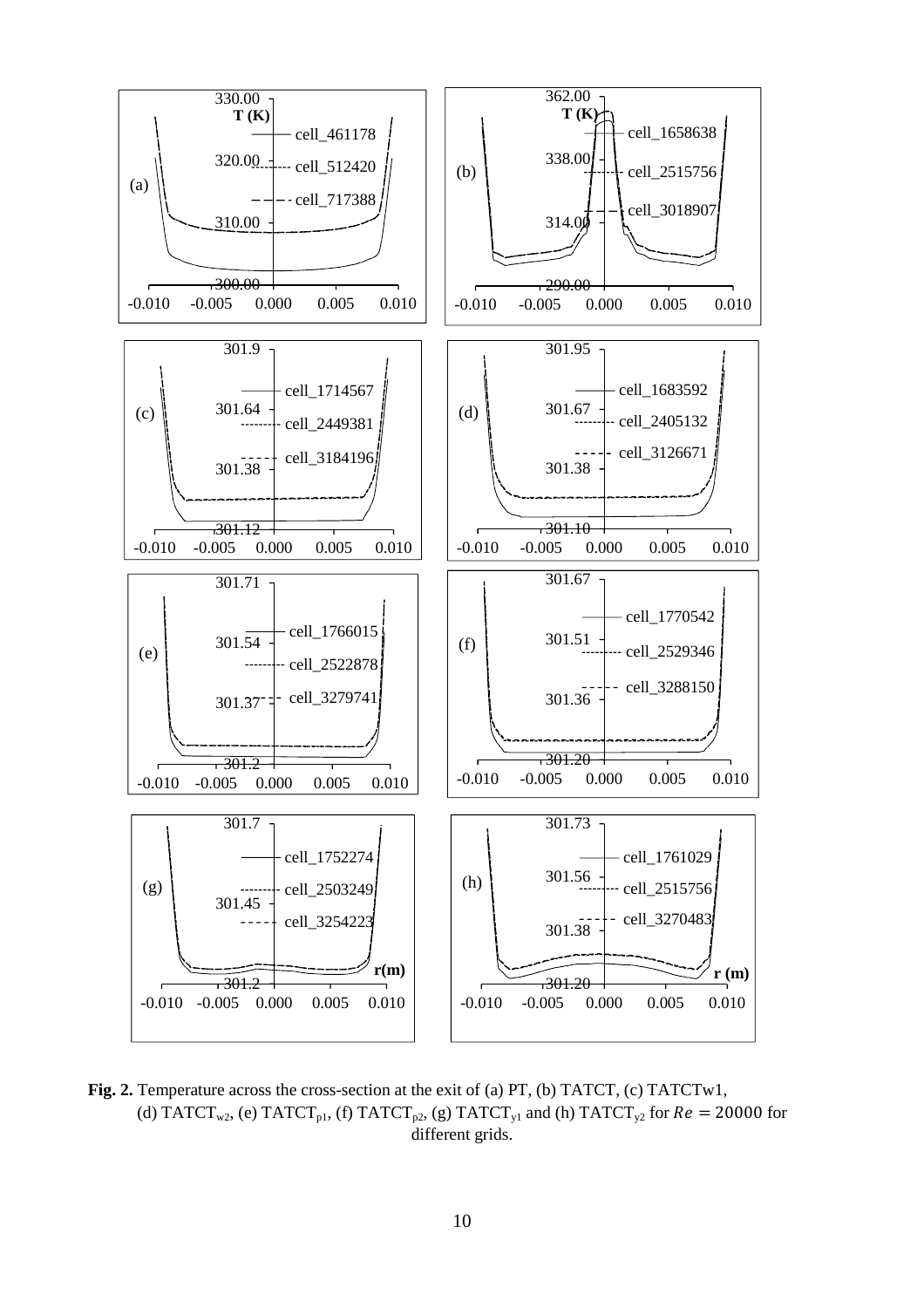**Fig. 2.** Temperature across the cross-section at the exit of (a) PT, (b) TATCT, (c) TATCTw1, (d) $TATCT_{w2}$, (e) $TATCT_{p1}$, (f) $TATCT_{p2}$, (g) $TATCT_{y1}$ and (h) $TATCT_{y2}$ for $Re = 20000$ for different grids.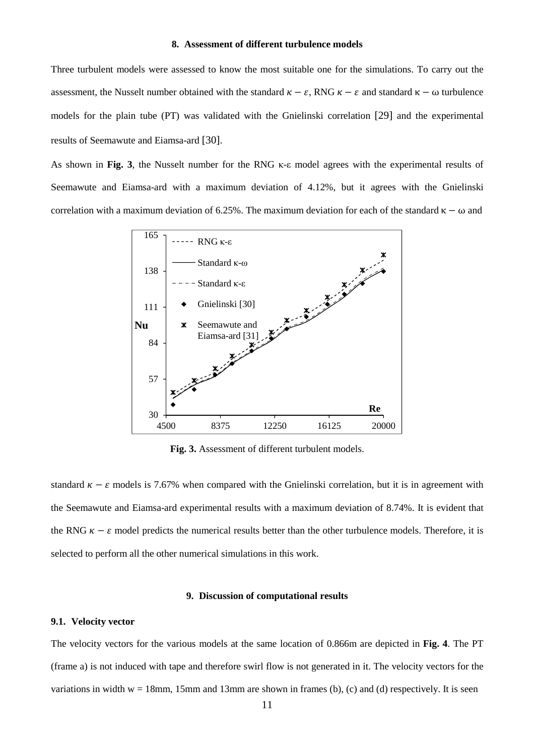## 8. Assessment of different turbulence models

Three turbulent models were assessed to know the most suitable one for the simulations. To carry out the assessment, the Nusselt number obtained with the standard $\kappa - \varepsilon$, RNG $\kappa - \varepsilon$ and standard $\kappa - \omega$ turbulence models for the plain tube (PT) was validated with the Gnielinski correlation [29] and the experimental results of Seemawute and Eiamsa-ard [30].

As shown in **Fig. 3**, the Nusselt number for the RNG κ-ε model agrees with the experimental results of Seemawute and Eiamsa-ard with a maximum deviation of 4.12%, but it agrees with the Gnielinski correlation with a maximum deviation of 6.25%. The maximum deviation for each of the standard $\kappa - \omega$ and standard $\kappa - \varepsilon$ models is 7.67% when compared with the Gnielinski correlation, but it is in agreement with the Seemawute and Eiamsa-ard experimental results with a maximum deviation of 8.74%. It is evident that the RNG $\kappa - \varepsilon$ model predicts the numerical results better than the other turbulence models. Therefore, it is selected to perform all the other numerical simulations in this work.

**Fig. 3.** Assessment of different turbulent models.

## 9. Discussion of computational results

### 9.1. Velocity vector

The velocity vectors for the various models at the same location of 0.866m are depicted in **Fig. 4**. The PT (frame a) is not induced with tape and therefore swirl flow is not generated in it. The velocity vectors for the variations in width w = 18mm, 15mm and 13mm are shown in frames (b), (c) and (d) respectively. It is seen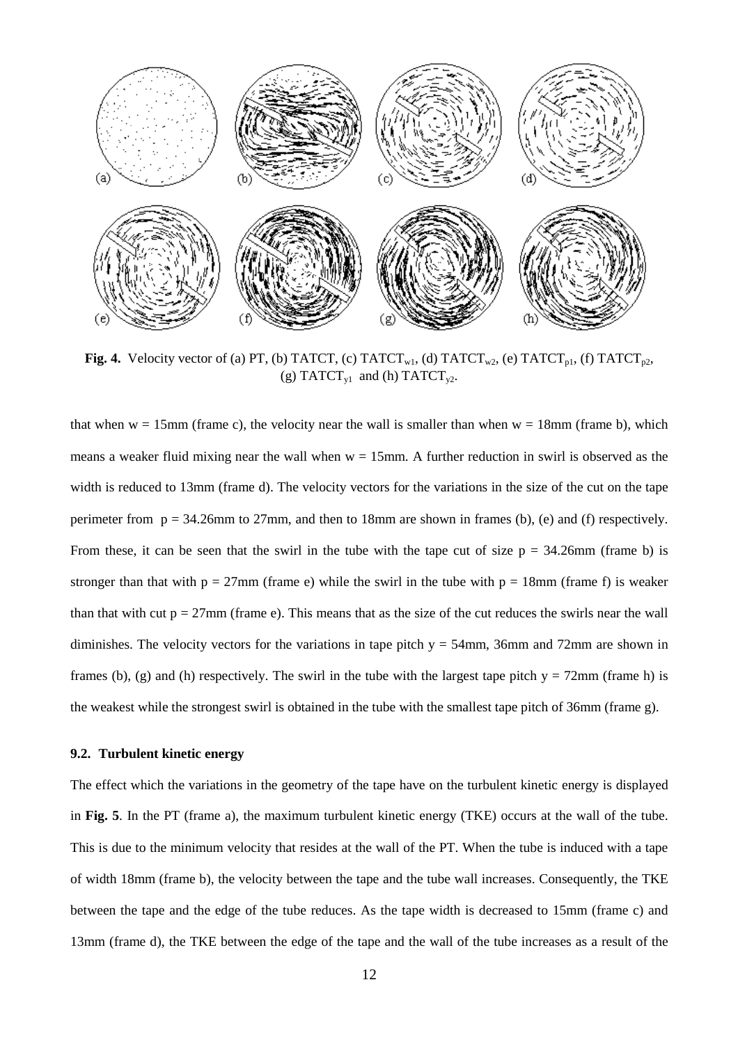**Fig. 4.** Velocity vector of (a) PT, (b) TATCT, (c) $TATCT_{w1}$, (d) $TATCT_{w2}$, (e) $TATCT_{p1}$, (f) $TATCT_{p2}$, (g) $TATCT_{y1}$ and (h) $TATCT_{y2}$.

that when w = 15mm (frame c), the velocity near the wall is smaller than when w = 18mm (frame b), which means a weaker fluid mixing near the wall when w = 15mm. A further reduction in swirl is observed as the width is reduced to 13mm (frame d). The velocity vectors for the variations in the size of the cut on the tape perimeter from p = 34.26mm to 27mm, and then to 18mm are shown in frames (b), (e) and (f) respectively. From these, it can be seen that the swirl in the tube with the tape cut of size p = 34.26mm (frame b) is stronger than that with p = 27mm (frame e) while the swirl in the tube with p = 18mm (frame f) is weaker than that with cut p = 27mm (frame e). This means that as the size of the cut reduces the swirls near the wall diminishes. The velocity vectors for the variations in tape pitch y = 54mm, 36mm and 72mm are shown in frames (b), (g) and (h) respectively. The swirl in the tube with the largest tape pitch y = 72mm (frame h) is the weakest while the strongest swirl is obtained in the tube with the smallest tape pitch of 36mm (frame g).

### 9.2. Turbulent kinetic energy

The effect which the variations in the geometry of the tape have on the turbulent kinetic energy is displayed in **Fig. 5**. In the PT (frame a), the maximum turbulent kinetic energy (TKE) occurs at the wall of the tube. This is due to the minimum velocity that resides at the wall of the PT. When the tube is induced with a tape of width 18mm (frame b), the velocity between the tape and the tube wall increases. Consequently, the TKE between the tape and the edge of the tube reduces. As the tape width is decreased to 15mm (frame c) and 13mm (frame d), the TKE between the edge of the tape and the wall of the tube increases as a result of the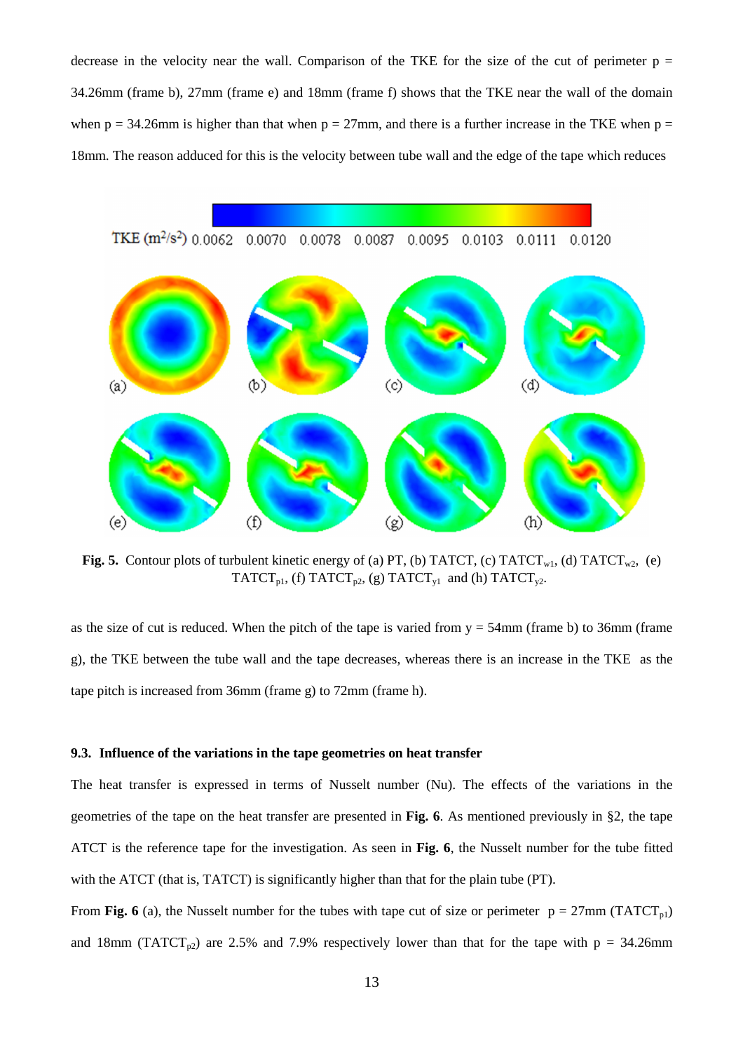decrease in the velocity near the wall. Comparison of the TKE for the size of the cut of perimeter p = 34.26mm (frame b), 27mm (frame e) and 18mm (frame f) shows that the TKE near the wall of the domain when p = 34.26mm is higher than that when p = 27mm, and there is a further increase in the TKE when p = 18mm. The reason adduced for this is the velocity between tube wall and the edge of the tape which reduces

**Fig. 5.** Contour plots of turbulent kinetic energy of (a) PT, (b) TATCT, (c) $TATCT_{w1}$, (d) $TATCT_{w2}$, (e) $TATCT_{p1}$, (f) $TATCT_{p2}$, (g) $TATCT_{y1}$ and (h) $TATCT_{y2}$.

as the size of cut is reduced. When the pitch of the tape is varied from y = 54mm (frame b) to 36mm (frame g), the TKE between the tube wall and the tape decreases, whereas there is an increase in the TKE as the tape pitch is increased from 36mm (frame g) to 72mm (frame h).

### 9.3. Influence of the variations in the tape geometries on heat transfer

The heat transfer is expressed in terms of Nusselt number (Nu). The effects of the variations in the geometries of the tape on the heat transfer are presented in **Fig. 6**. As mentioned previously in §2, the tape ATCT is the reference tape for the investigation. As seen in **Fig. 6**, the Nusselt number for the tube fitted with the ATCT (that is, TATCT) is significantly higher than that for the plain tube (PT).

From **Fig. 6** (a), the Nusselt number for the tubes with tape cut of size or perimeter p = 27mm ($TATCT_{p1}$) and 18mm ($TATCT_{p2}$) are 2.5% and 7.9% respectively lower than that for the tape with p = 34.26mm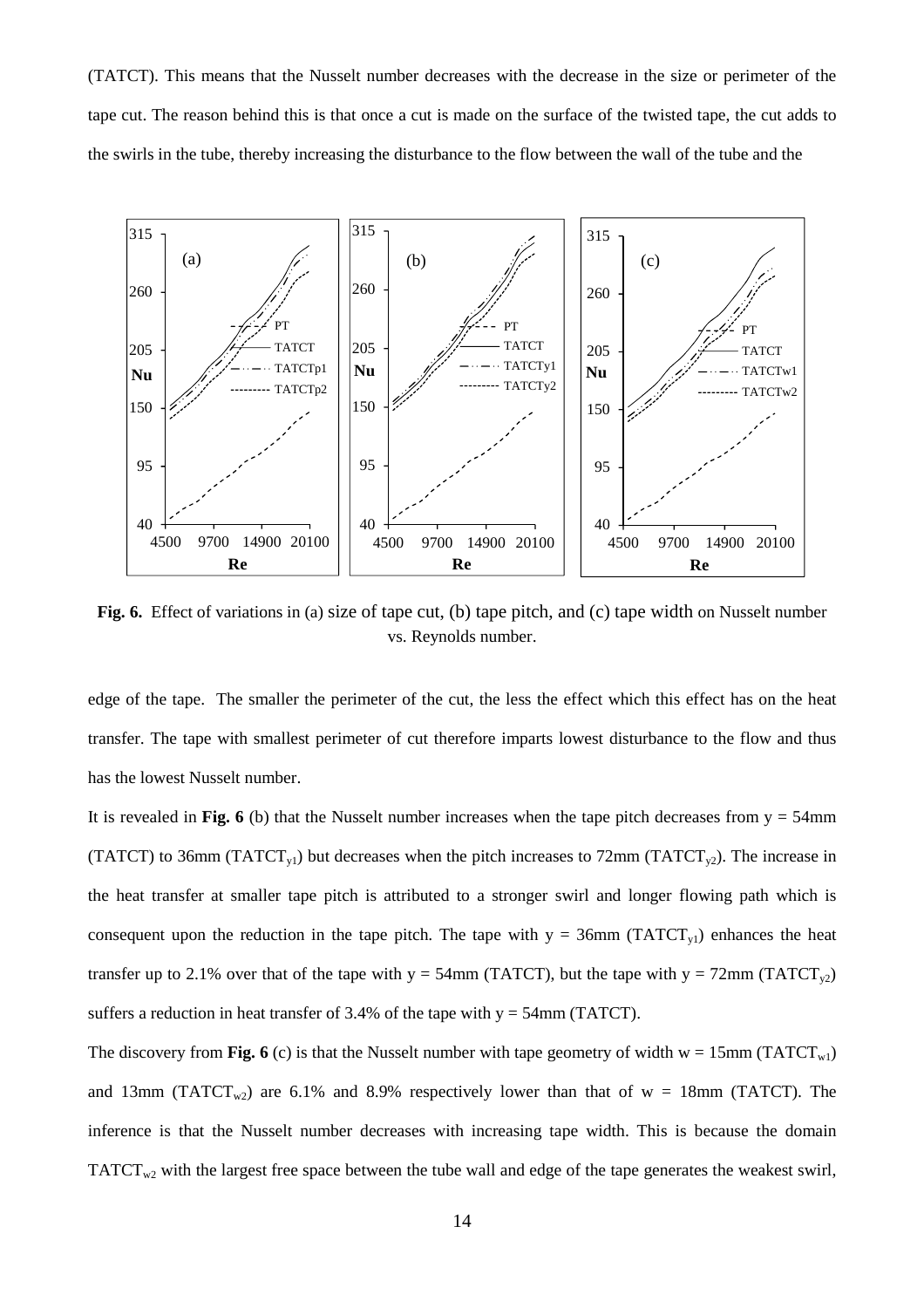(TATCT). This means that the Nusselt number decreases with the decrease in the size or perimeter of the tape cut. The reason behind this is that once a cut is made on the surface of the twisted tape, the cut adds to the swirls in the tube, thereby increasing the disturbance to the flow between the wall of the tube and the

**Fig. 6.** Effect of variations in (a) size of tape cut, (b) tape pitch, and (c) tape width on Nusselt number vs. Reynolds number.

edge of the tape. The smaller the perimeter of the cut, the less the effect which this effect has on the heat transfer. The tape with smallest perimeter of cut therefore imparts lowest disturbance to the flow and thus has the lowest Nusselt number.

It is revealed in **Fig. 6** (b) that the Nusselt number increases when the tape pitch decreases from $y = 54$mm (TATCT) to 36mm ($TATCT_{y1}$) but decreases when the pitch increases to 72mm ($TATCT_{y2}$). The increase in the heat transfer at smaller tape pitch is attributed to a stronger swirl and longer flowing path which is consequent upon the reduction in the tape pitch. The tape with $y = 36$mm ($TATCT_{y1}$) enhances the heat transfer up to 2.1% over that of the tape with $y = 54$mm (TATCT), but the tape with $y = 72$mm ($TATCT_{y2}$) suffers a reduction in heat transfer of 3.4% of the tape with $y = 54$mm (TATCT).

The discovery from **Fig. 6** (c) is that the Nusselt number with tape geometry of width $w = 15$mm ($TATCT_{w1}$) and 13mm ($TATCT_{w2}$) are 6.1% and 8.9% respectively lower than that of $w = 18$mm (TATCT). The inference is that the Nusselt number decreases with increasing tape width. This is because the domain $TATCT_{w2}$ with the largest free space between the tube wall and edge of the tape generates the weakest swirl,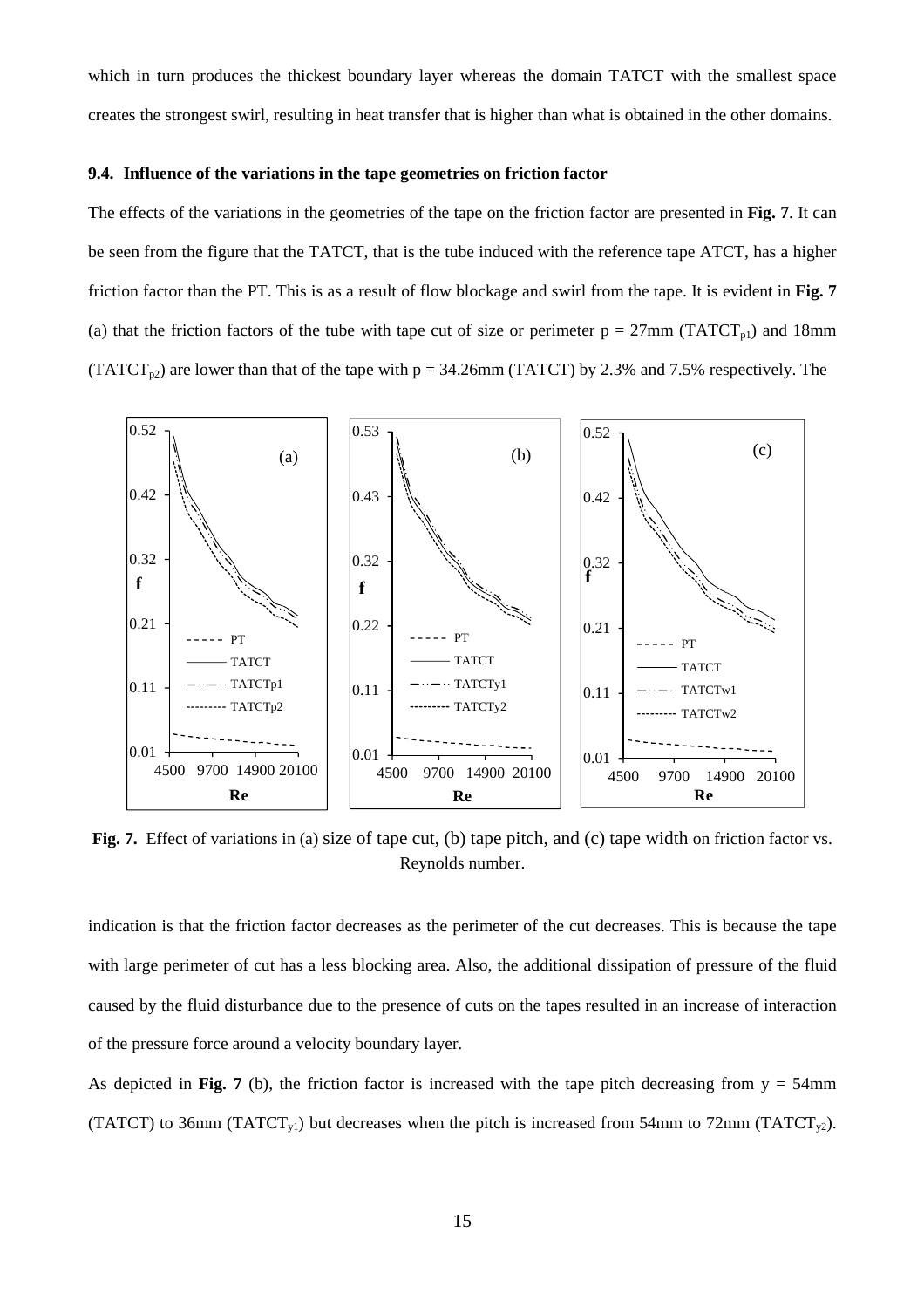which in turn produces the thickest boundary layer whereas the domain TATCT with the smallest space creates the strongest swirl, resulting in heat transfer that is higher than what is obtained in the other domains.

### 9.4. Influence of the variations in the tape geometries on friction factor

The effects of the variations in the geometries of the tape on the friction factor are presented in **Fig. 7**. It can be seen from the figure that the TATCT, that is the tube induced with the reference tape ATCT, has a higher friction factor than the PT. This is as a result of flow blockage and swirl from the tape. It is evident in **Fig. 7** (a) that the friction factors of the tube with tape cut of size or perimeter p = 27mm ($TATCT_{p1}$) and 18mm ($TATCT_{p2}$) are lower than that of the tape with p = 34.26mm (TATCT) by 2.3% and 7.5% respectively. The indication is that the friction factor decreases as the perimeter of the cut decreases. This is because the tape with large perimeter of cut has a less blocking area. Also, the additional dissipation of pressure of the fluid caused by the fluid disturbance due to the presence of cuts on the tapes resulted in an increase of interaction of the pressure force around a velocity boundary layer.

**Fig. 7.** Effect of variations in (a) size of tape cut, (b) tape pitch, and (c) tape width on friction factor vs. Reynolds number.

As depicted in **Fig. 7** (b), the friction factor is increased with the tape pitch decreasing from y = 54mm (TATCT) to 36mm ($TATCT_{y1}$) but decreases when the pitch is increased from 54mm to 72mm ($TATCT_{y2}$).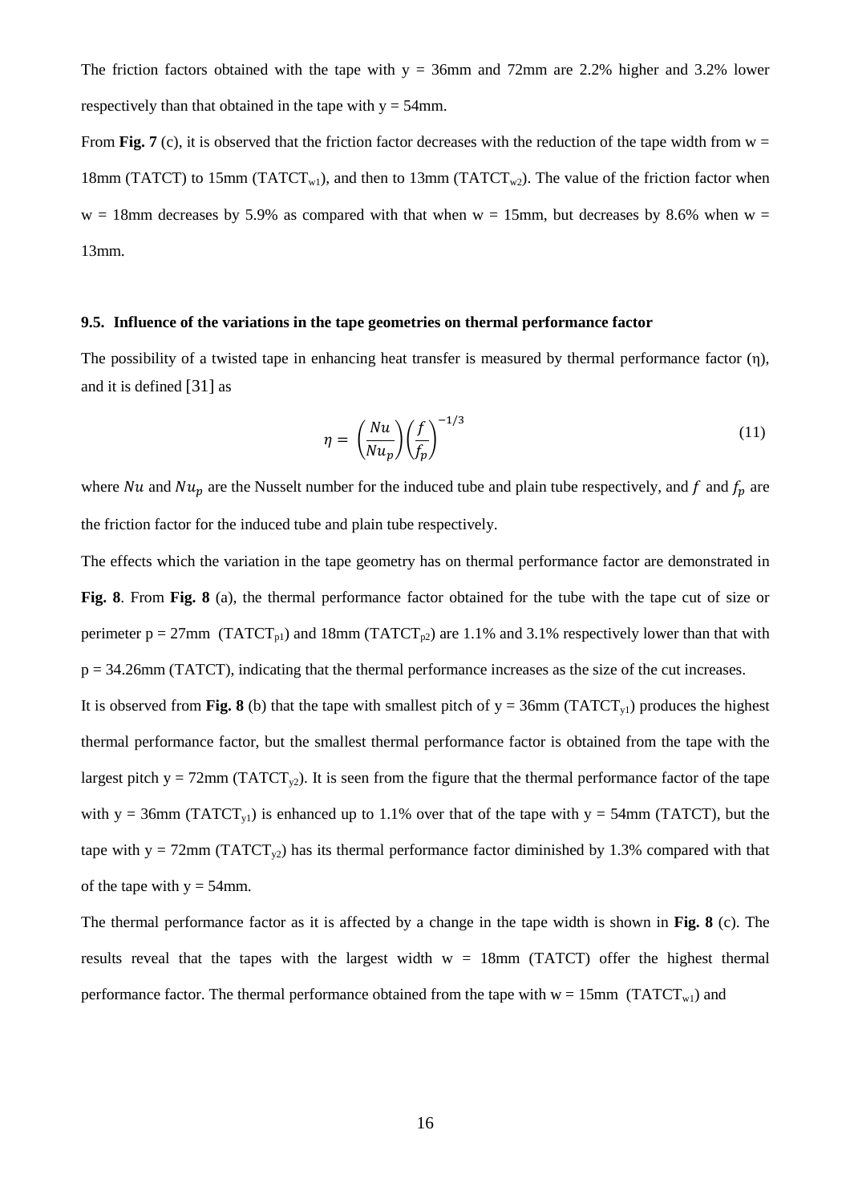The friction factors obtained with the tape with y = 36mm and 72mm are 2.2% higher and 3.2% lower respectively than that obtained in the tape with y = 54mm.

From **Fig. 7** (c), it is observed that the friction factor decreases with the reduction of the tape width from w = 18mm (TATCT) to 15mm ($TATCT_{w1}$), and then to 13mm ($TATCT_{w2}$). The value of the friction factor when w = 18mm decreases by 5.9% as compared with that when w = 15mm, but decreases by 8.6% when w = 13mm.

### 9.5. Influence of the variations in the tape geometries on thermal performance factor

The possibility of a twisted tape in enhancing heat transfer is measured by thermal performance factor (η), and it is defined [31] as

$$\eta = \left(\frac{Nu}{Nu_p}\right)\left(\frac{f}{f_p}\right)^{-1/3} \tag{11}$$

where $Nu$ and $Nu_p$ are the Nusselt number for the induced tube and plain tube respectively, and $f$ and $f_p$ are the friction factor for the induced tube and plain tube respectively.

The effects which the variation in the tape geometry has on thermal performance factor are demonstrated in **Fig. 8**. From **Fig. 8** (a), the thermal performance factor obtained for the tube with the tape cut of size or perimeter p = 27mm ($TATCT_{p1}$) and 18mm ($TATCT_{p2}$) are 1.1% and 3.1% respectively lower than that with p = 34.26mm (TATCT), indicating that the thermal performance increases as the size of the cut increases.

It is observed from **Fig. 8** (b) that the tape with smallest pitch of y = 36mm ($TATCT_{y1}$) produces the highest thermal performance factor, but the smallest thermal performance factor is obtained from the tape with the largest pitch y = 72mm ($TATCT_{y2}$). It is seen from the figure that the thermal performance factor of the tape with y = 36mm ($TATCT_{y1}$) is enhanced up to 1.1% over that of the tape with y = 54mm (TATCT), but the tape with y = 72mm ($TATCT_{y2}$) has its thermal performance factor diminished by 1.3% compared with that of the tape with y = 54mm.

The thermal performance factor as it is affected by a change in the tape width is shown in **Fig. 8** (c). The results reveal that the tapes with the largest width w = 18mm (TATCT) offer the highest thermal performance factor. The thermal performance obtained from the tape with w = 15mm ($TATCT_{w1}$) and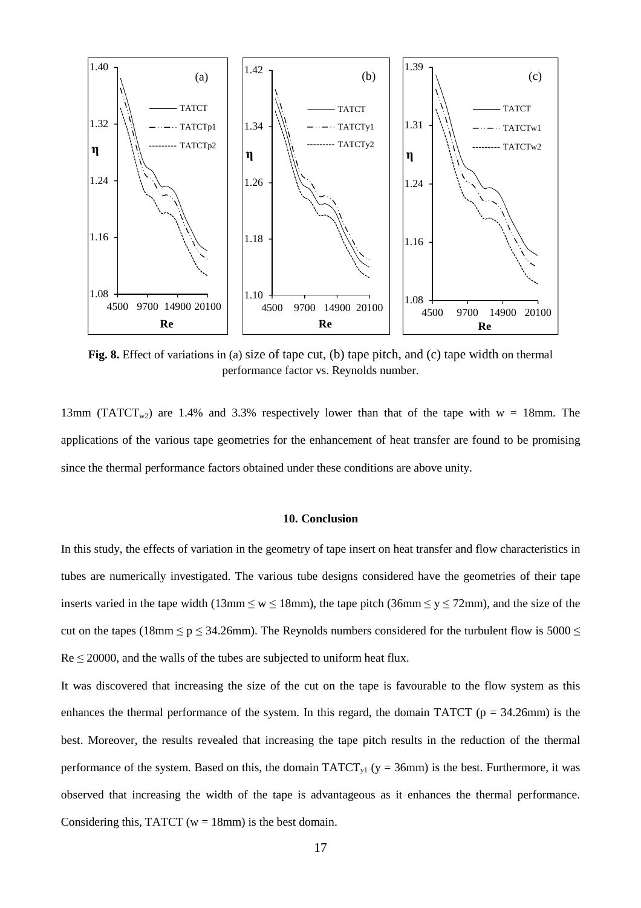**Fig. 8.** Effect of variations in (a) size of tape cut, (b) tape pitch, and (c) tape width on thermal performance factor vs. Reynolds number.

13mm ($TATCT_{w2}$) are 1.4% and 3.3% respectively lower than that of the tape with w = 18mm. The applications of the various tape geometries for the enhancement of heat transfer are found to be promising since the thermal performance factors obtained under these conditions are above unity.

## 10. Conclusion

In this study, the effects of variation in the geometry of tape insert on heat transfer and flow characteristics in tubes are numerically investigated. The various tube designs considered have the geometries of their tape inserts varied in the tape width ($13mm \leq w \leq 18mm$), the tape pitch ($36mm \leq y \leq 72mm$), and the size of the cut on the tapes ($18mm \leq p \leq 34.26mm$). The Reynolds numbers considered for the turbulent flow is $5000 \leq Re \leq 20000$, and the walls of the tubes are subjected to uniform heat flux.

It was discovered that increasing the size of the cut on the tape is favourable to the flow system as this enhances the thermal performance of the system. In this regard, the domain TATCT (p = 34.26mm) is the best. Moreover, the results revealed that increasing the tape pitch results in the reduction of the thermal performance of the system. Based on this, the domain $TATCT_{y1}$ (y = 36mm) is the best. Furthermore, it was observed that increasing the width of the tape is advantageous as it enhances the thermal performance. Considering this, TATCT (w = 18mm) is the best domain.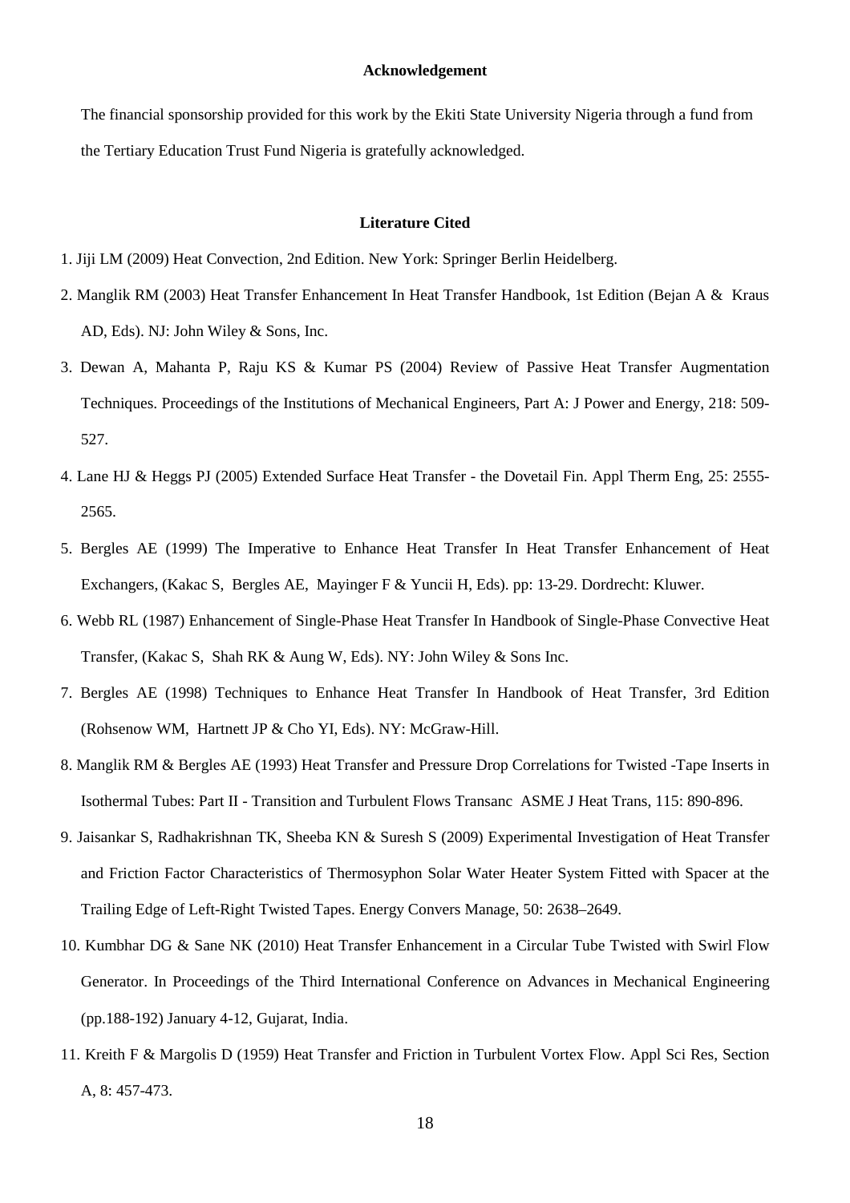## Acknowledgement

The financial sponsorship provided for this work by the Ekiti State University Nigeria through a fund from the Tertiary Education Trust Fund Nigeria is gratefully acknowledged.

## Literature Cited

1. Jiji LM (2009) Heat Convection, 2nd Edition. New York: Springer Berlin Heidelberg.
2. Manglik RM (2003) Heat Transfer Enhancement In Heat Transfer Handbook, 1st Edition (Bejan A & Kraus AD, Eds). NJ: John Wiley & Sons, Inc.
3. Dewan A, Mahanta P, Raju KS & Kumar PS (2004) Review of Passive Heat Transfer Augmentation Techniques. Proceedings of the Institutions of Mechanical Engineers, Part A: J Power and Energy, 218: 509-527.
4. Lane HJ & Heggs PJ (2005) Extended Surface Heat Transfer - the Dovetail Fin. Appl Therm Eng, 25: 2555-2565.
5. Bergles AE (1999) The Imperative to Enhance Heat Transfer In Heat Transfer Enhancement of Heat Exchangers, (Kakac S, Bergles AE, Mayinger F & Yuncii H, Eds). pp: 13-29. Dordrecht: Kluwer.
6. Webb RL (1987) Enhancement of Single-Phase Heat Transfer In Handbook of Single-Phase Convective Heat Transfer, (Kakac S, Shah RK & Aung W, Eds). NY: John Wiley & Sons Inc.
7. Bergles AE (1998) Techniques to Enhance Heat Transfer In Handbook of Heat Transfer, 3rd Edition (Rohsenow WM, Hartnett JP & Cho YI, Eds). NY: McGraw-Hill.
8. Manglik RM & Bergles AE (1993) Heat Transfer and Pressure Drop Correlations for Twisted -Tape Inserts in Isothermal Tubes: Part II - Transition and Turbulent Flows Transanc ASME J Heat Trans, 115: 890-896.
9. Jaisankar S, Radhakrishnan TK, Sheeba KN & Suresh S (2009) Experimental Investigation of Heat Transfer and Friction Factor Characteristics of Thermosyphon Solar Water Heater System Fitted with Spacer at the Trailing Edge of Left-Right Twisted Tapes. Energy Convers Manage, 50: 2638–2649.
10. Kumbhar DG & Sane NK (2010) Heat Transfer Enhancement in a Circular Tube Twisted with Swirl Flow Generator. In Proceedings of the Third International Conference on Advances in Mechanical Engineering (pp.188-192) January 4-12, Gujarat, India.
11. Kreith F & Margolis D (1959) Heat Transfer and Friction in Turbulent Vortex Flow. Appl Sci Res, Section A, 8: 457-473.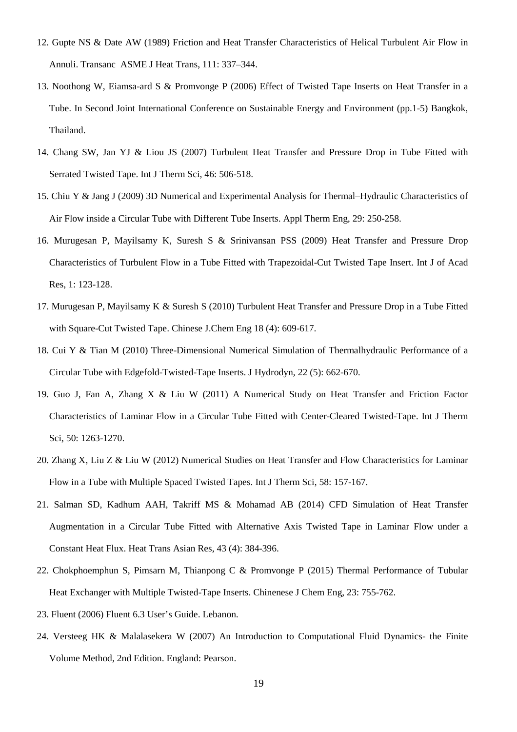12. Gupte NS & Date AW (1989) Friction and Heat Transfer Characteristics of Helical Turbulent Air Flow in Annuli. Transanc ASME J Heat Trans, 111: 337–344.

13. Noothong W, Eiamsa-ard S & Promvonge P (2006) Effect of Twisted Tape Inserts on Heat Transfer in a Tube. In Second Joint International Conference on Sustainable Energy and Environment (pp.1-5) Bangkok, Thailand.

14. Chang SW, Jan YJ & Liou JS (2007) Turbulent Heat Transfer and Pressure Drop in Tube Fitted with Serrated Twisted Tape. Int J Therm Sci, 46: 506-518.

15. Chiu Y & Jang J (2009) 3D Numerical and Experimental Analysis for Thermal–Hydraulic Characteristics of Air Flow inside a Circular Tube with Different Tube Inserts. Appl Therm Eng, 29: 250-258.

16. Murugesan P, Mayilsamy K, Suresh S & Srinivansan PSS (2009) Heat Transfer and Pressure Drop Characteristics of Turbulent Flow in a Tube Fitted with Trapezoidal-Cut Twisted Tape Insert. Int J of Acad Res, 1: 123-128.

17. Murugesan P, Mayilsamy K & Suresh S (2010) Turbulent Heat Transfer and Pressure Drop in a Tube Fitted with Square-Cut Twisted Tape. Chinese J.Chem Eng 18 (4): 609-617.

18. Cui Y & Tian M (2010) Three-Dimensional Numerical Simulation of Thermalhydraulic Performance of a Circular Tube with Edgefold-Twisted-Tape Inserts. J Hydrodyn, 22 (5): 662-670.

19. Guo J, Fan A, Zhang X & Liu W (2011) A Numerical Study on Heat Transfer and Friction Factor Characteristics of Laminar Flow in a Circular Tube Fitted with Center-Cleared Twisted-Tape. Int J Therm Sci, 50: 1263-1270.

20. Zhang X, Liu Z & Liu W (2012) Numerical Studies on Heat Transfer and Flow Characteristics for Laminar Flow in a Tube with Multiple Spaced Twisted Tapes. Int J Therm Sci, 58: 157-167.

21. Salman SD, Kadhum AAH, Takriff MS & Mohamad AB (2014) CFD Simulation of Heat Transfer Augmentation in a Circular Tube Fitted with Alternative Axis Twisted Tape in Laminar Flow under a Constant Heat Flux. Heat Trans Asian Res, 43 (4): 384-396.

22. Chokphoemphun S, Pimsarn M, Thianpong C & Promvonge P (2015) Thermal Performance of Tubular Heat Exchanger with Multiple Twisted-Tape Inserts. Chinenese J Chem Eng, 23: 755-762.

23. Fluent (2006) Fluent 6.3 User's Guide. Lebanon.

24. Versteeg HK & Malalasekera W (2007) An Introduction to Computational Fluid Dynamics- the Finite Volume Method, 2nd Edition. England: Pearson.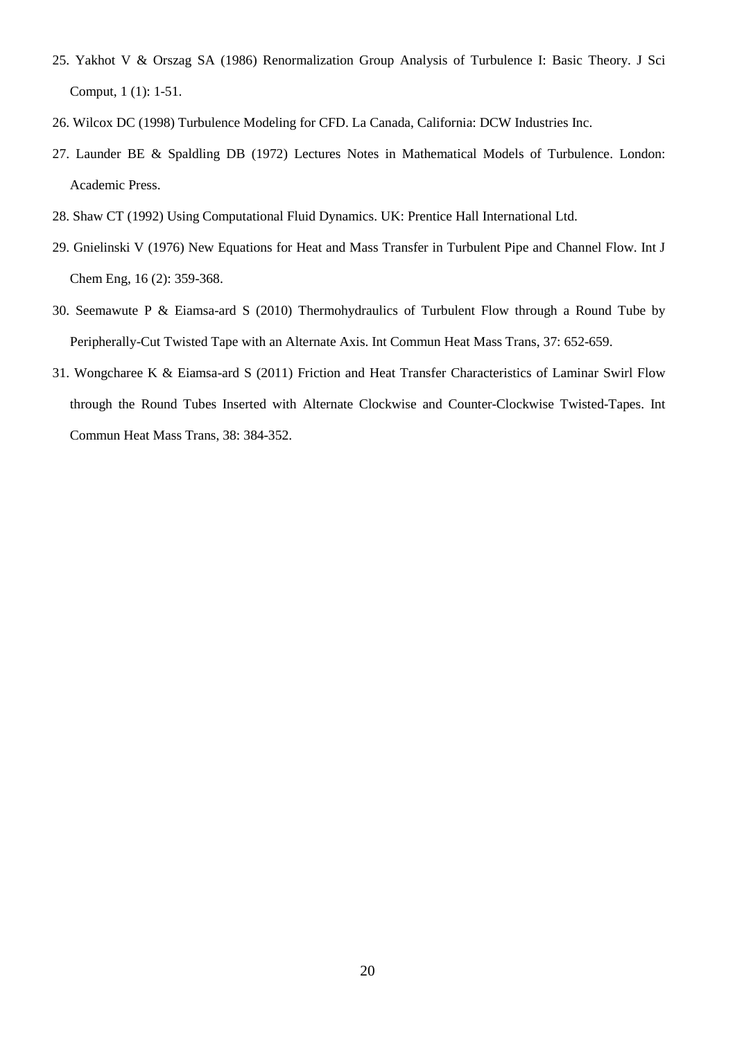25. Yakhot V & Orszag SA (1986) Renormalization Group Analysis of Turbulence I: Basic Theory. J Sci Comput, 1 (1): 1-51.

26. Wilcox DC (1998) Turbulence Modeling for CFD. La Canada, California: DCW Industries Inc.

27. Launder BE & Spaldling DB (1972) Lectures Notes in Mathematical Models of Turbulence. London: Academic Press.

28. Shaw CT (1992) Using Computational Fluid Dynamics. UK: Prentice Hall International Ltd.

29. Gnielinski V (1976) New Equations for Heat and Mass Transfer in Turbulent Pipe and Channel Flow. Int J Chem Eng, 16 (2): 359-368.

30. Seemawute P & Eiamsa-ard S (2010) Thermohydraulics of Turbulent Flow through a Round Tube by Peripherally-Cut Twisted Tape with an Alternate Axis. Int Commun Heat Mass Trans, 37: 652-659.

31. Wongcharee K & Eiamsa-ard S (2011) Friction and Heat Transfer Characteristics of Laminar Swirl Flow through the Round Tubes Inserted with Alternate Clockwise and Counter-Clockwise Twisted-Tapes. Int Commun Heat Mass Trans, 38: 384-352.